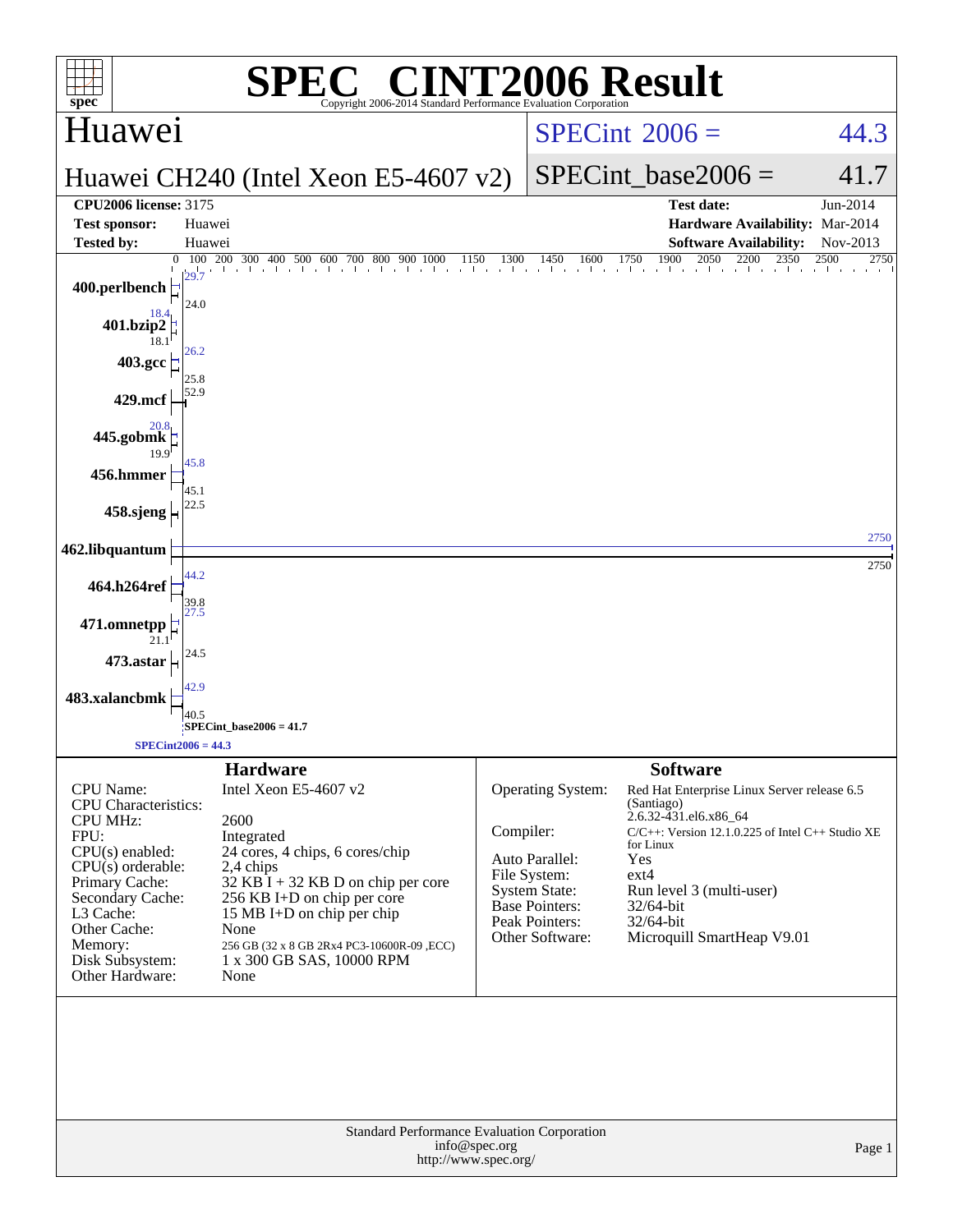# SPEC CINT2006 Result

Copyright 2006-2014 Standard Performance Evaluation Corporation

## Huawei

**Huawei CH240 (Intel Xeon E5-4607 v2)**

SPECint 2006 = 44.3

SPECint_base2006 = 41.7

**CPU2006 license:** 3175
**Test sponsor:** Huawei
**Tested by:** Huawei

**Test date:** Jun-2014
**Hardware Availability:** Mar-2014
**Software Availability:** Nov-2013

0 100 200 300 400 500 600 700 800 900 1000 1150 1300 1450 1600 1750 1900 2050 2200 2350 2500 2750

400.perlbench 29.7 24.0
401.bzip2 18.4 18.1
403.gcc 26.2 25.8
429.mcf 52.9
445.gobmk 20.8 19.9
456.hmmer 45.8 45.1
458.sjeng 22.5
462.libquantum 2750 2750
464.h264ref 44.2 39.8
471.omnetpp 27.5 21.1
473.astar 24.5
483.xalancbmk 42.9 40.5

SPECint_base2006 = 41.7
SPECint2006 = 44.3

### Hardware

| | |
|---|---|
| CPU Name: | Intel Xeon E5-4607 v2 |
| CPU Characteristics: | |
| CPU MHz: | 2600 |
| FPU: | Integrated |
| CPU(s) enabled: | 24 cores, 4 chips, 6 cores/chip |
| CPU(s) orderable: | 2,4 chips |
| Primary Cache: | 32 KB I + 32 KB D on chip per core |
| Secondary Cache: | 256 KB I+D on chip per core |
| L3 Cache: | 15 MB I+D on chip per chip |
| Other Cache: | None |
| Memory: | 256 GB (32 x 8 GB 2Rx4 PC3-10600R-09 ,ECC) |
| Disk Subsystem: | 1 x 300 GB SAS, 10000 RPM |
| Other Hardware: | None |

### Software

| | |
|---|---|
| Operating System: | Red Hat Enterprise Linux Server release 6.5 (Santiago) 2.6.32-431.el6.x86_64 |
| Compiler: | C/C++: Version 12.1.0.225 of Intel C++ Studio XE for Linux |
| Auto Parallel: | Yes |
| File System: | ext4 |
| System State: | Run level 3 (multi-user) |
| Base Pointers: | 32/64-bit |
| Peak Pointers: | 32/64-bit |
| Other Software: | Microquill SmartHeap V9.01 |

Standard Performance Evaluation Corporation
info@spec.org
http://www.spec.org/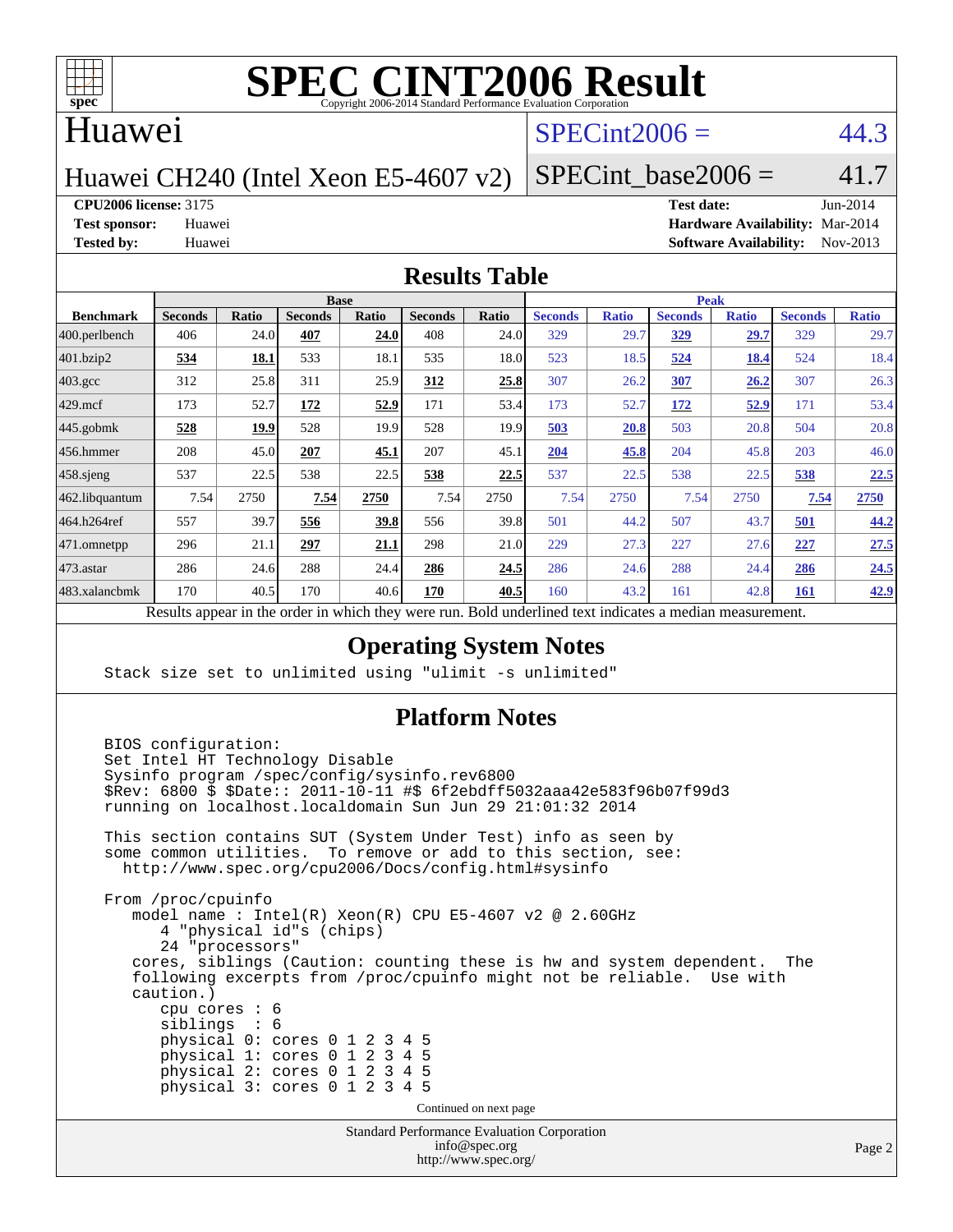# SPEC CINT2006 Result

Copyright 2006-2014 Standard Performance Evaluation Corporation

## Huawei

Huawei CH240 (Intel Xeon E5-4607 v2)

SPECint2006 = 44.3

SPECint_base2006 = 41.7

**CPU2006 license:** 3175
**Test sponsor:** Huawei
**Tested by:** Huawei

**Test date:** Jun-2014
**Hardware Availability:** Mar-2014
**Software Availability:** Nov-2013

## Results Table

| Benchmark | Base | | | | | | Peak | | | | | |
|---|---|---|---|---|---|---|---|---|---|---|---|---|
| | Seconds | Ratio | Seconds | Ratio | Seconds | Ratio | Seconds | Ratio | Seconds | Ratio | Seconds | Ratio |
| 400.perlbench | 406 | 24.0 | **407** | **24.0** | 408 | 24.0 | 329 | 29.7 | **329** | **29.7** | 329 | 29.7 |
| 401.bzip2 | **534** | **18.1** | 533 | 18.1 | 535 | 18.0 | 523 | 18.5 | **524** | **18.4** | 524 | 18.4 |
| 403.gcc | 312 | 25.8 | 311 | 25.9 | **312** | **25.8** | 307 | 26.2 | **307** | **26.2** | 307 | 26.3 |
| 429.mcf | 173 | 52.7 | **172** | **52.9** | 171 | 53.4 | 173 | 52.7 | **172** | **52.9** | 171 | 53.4 |
| 445.gobmk | **528** | **19.9** | 528 | 19.9 | 528 | 19.9 | **503** | **20.8** | 503 | 20.8 | 504 | 20.8 |
| 456.hmmer | 208 | 45.0 | **207** | **45.1** | 207 | 45.1 | **204** | **45.8** | 204 | 45.8 | 203 | 46.0 |
| 458.sjeng | 537 | 22.5 | 538 | 22.5 | **538** | **22.5** | 537 | 22.5 | 538 | 22.5 | **538** | **22.5** |
| 462.libquantum | 7.54 | 2750 | **7.54** | **2750** | 7.54 | 2750 | 7.54 | 2750 | 7.54 | 2750 | **7.54** | **2750** |
| 464.h264ref | 557 | 39.7 | **556** | **39.8** | 556 | 39.8 | 501 | 44.2 | 507 | 43.7 | **501** | **44.2** |
| 471.omnetpp | 296 | 21.1 | **297** | **21.1** | 298 | 21.0 | 229 | 27.3 | 227 | 27.6 | **227** | **27.5** |
| 473.astar | 286 | 24.6 | 288 | 24.4 | **286** | **24.5** | 286 | 24.6 | 288 | 24.4 | **286** | **24.5** |
| 483.xalancbmk | 170 | 40.5 | 170 | 40.6 | **170** | **40.5** | 160 | 43.2 | 161 | 42.8 | **161** | **42.9** |

Results appear in the order in which they were run. Bold underlined text indicates a median measurement.

## Operating System Notes

```
Stack size set to unlimited using "ulimit -s unlimited"
```

## Platform Notes

```
BIOS configuration:
Set Intel HT Technology Disable
Sysinfo program /spec/config/sysinfo.rev6800
$Rev: 6800 $ $Date:: 2011-10-11 #$ 6f2ebdff5032aaa42e583f96b07f99d3
running on localhost.localdomain Sun Jun 29 21:01:32 2014

This section contains SUT (System Under Test) info as seen by
some common utilities.  To remove or add to this section, see:
  http://www.spec.org/cpu2006/Docs/config.html#sysinfo

From /proc/cpuinfo
   model name : Intel(R) Xeon(R) CPU E5-4607 v2 @ 2.60GHz
      4 "physical id"s (chips)
      24 "processors"
   cores, siblings (Caution: counting these is hw and system dependent.  The
   following excerpts from /proc/cpuinfo might not be reliable.  Use with
   caution.)
      cpu cores : 6
      siblings  : 6
      physical 0: cores 0 1 2 3 4 5
      physical 1: cores 0 1 2 3 4 5
      physical 2: cores 0 1 2 3 4 5
      physical 3: cores 0 1 2 3 4 5
```

Continued on next page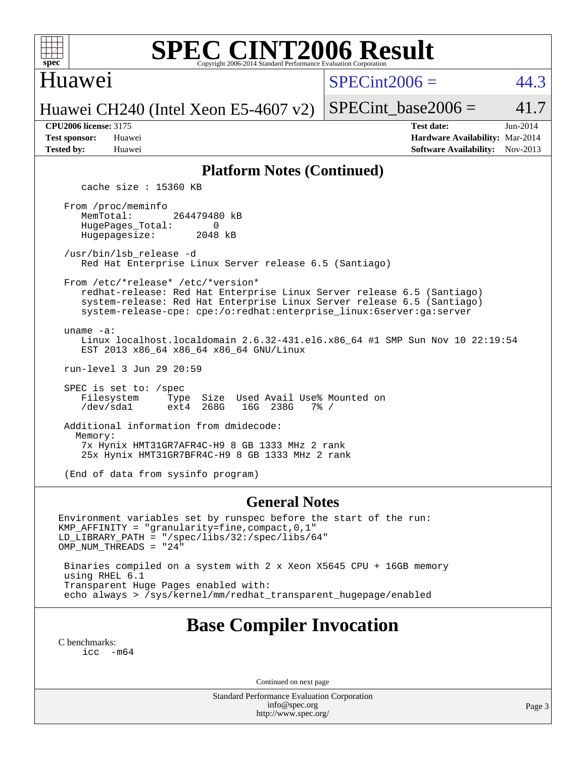# SPEC CINT2006 Result

Copyright 2006-2014 Standard Performance Evaluation Corporation

## Huawei

Huawei CH240 (Intel Xeon E5-4607 v2)

SPECint2006 = 44.3

SPECint_base2006 = 41.7

**CPU2006 license:** 3175
**Test sponsor:** Huawei
**Tested by:** Huawei

**Test date:** Jun-2014
**Hardware Availability:** Mar-2014
**Software Availability:** Nov-2013

## Platform Notes (Continued)

```
    cache size : 15360 KB

 From /proc/meminfo
    MemTotal:       264479480 kB
    HugePages_Total:       0
    Hugepagesize:       2048 kB

 /usr/bin/lsb_release -d
    Red Hat Enterprise Linux Server release 6.5 (Santiago)

 From /etc/*release* /etc/*version*
    redhat-release: Red Hat Enterprise Linux Server release 6.5 (Santiago)
    system-release: Red Hat Enterprise Linux Server release 6.5 (Santiago)
    system-release-cpe: cpe:/o:redhat:enterprise_linux:6server:ga:server

 uname -a:
    Linux localhost.localdomain 2.6.32-431.el6.x86_64 #1 SMP Sun Nov 10 22:19:54
    EST 2013 x86_64 x86_64 x86_64 GNU/Linux

 run-level 3 Jun 29 20:59

 SPEC is set to: /spec
    Filesystem     Type  Size  Used Avail Use% Mounted on
    /dev/sda1      ext4  268G   16G  238G   7% /

 Additional information from dmidecode:
   Memory:
    7x Hynix HMT31GR7AFR4C-H9 8 GB 1333 MHz 2 rank
    25x Hynix HMT31GR7BFR4C-H9 8 GB 1333 MHz 2 rank

 (End of data from sysinfo program)
```

## General Notes

```
Environment variables set by runspec before the start of the run:
KMP_AFFINITY = "granularity=fine,compact,0,1"
LD_LIBRARY_PATH = "/spec/libs/32:/spec/libs/64"
OMP_NUM_THREADS = "24"

 Binaries compiled on a system with 2 x Xeon X5645 CPU + 16GB memory
 using RHEL 6.1
 Transparent Huge Pages enabled with:
 echo always > /sys/kernel/mm/redhat_transparent_hugepage/enabled
```

## Base Compiler Invocation

C benchmarks:
    icc -m64

Continued on next page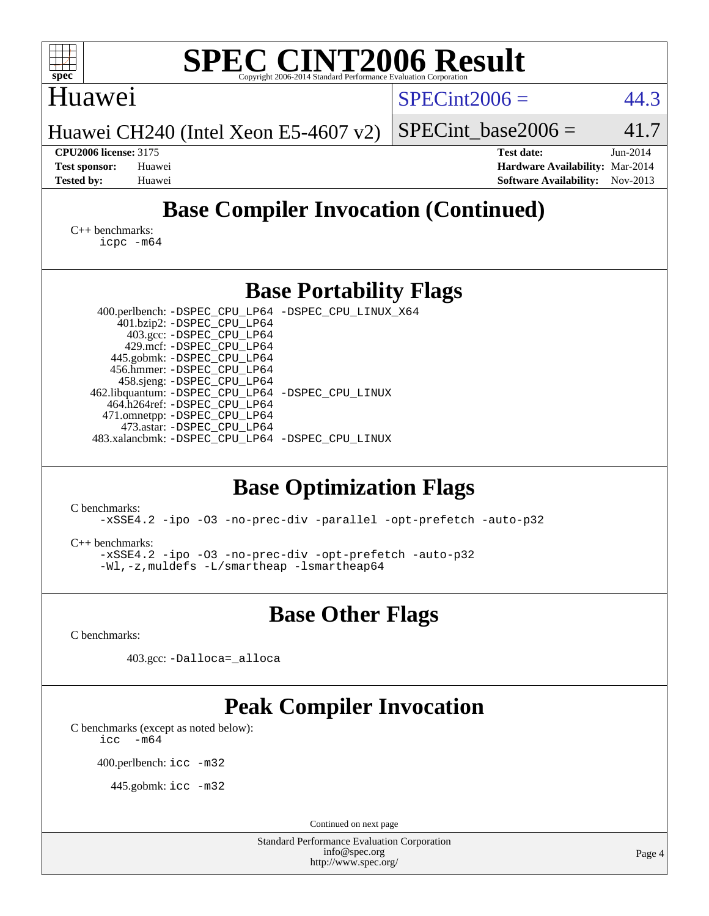## Base Compiler Invocation (Continued)

C++ benchmarks:
```
icpc -m64
```

## Base Portability Flags

| | |
|---|---|
| 400.perlbench: | -DSPEC_CPU_LP64 -DSPEC_CPU_LINUX_X64 |
| 401.bzip2: | -DSPEC_CPU_LP64 |
| 403.gcc: | -DSPEC_CPU_LP64 |
| 429.mcf: | -DSPEC_CPU_LP64 |
| 445.gobmk: | -DSPEC_CPU_LP64 |
| 456.hmmer: | -DSPEC_CPU_LP64 |
| 458.sjeng: | -DSPEC_CPU_LP64 |
| 462.libquantum: | -DSPEC_CPU_LP64 -DSPEC_CPU_LINUX |
| 464.h264ref: | -DSPEC_CPU_LP64 |
| 471.omnetpp: | -DSPEC_CPU_LP64 |
| 473.astar: | -DSPEC_CPU_LP64 |
| 483.xalancbmk: | -DSPEC_CPU_LP64 -DSPEC_CPU_LINUX |

## Base Optimization Flags

C benchmarks:
```
-xSSE4.2 -ipo -O3 -no-prec-div -parallel -opt-prefetch -auto-p32
```

C++ benchmarks:
```
-xSSE4.2 -ipo -O3 -no-prec-div -opt-prefetch -auto-p32
-Wl,-z,muldefs -L/smartheap -lsmartheap64
```

## Base Other Flags

C benchmarks:

403.gcc: `-Dalloca=_alloca`

## Peak Compiler Invocation

C benchmarks (except as noted below):
```
icc  -m64
```

400.perlbench: `icc -m32`

445.gobmk: `icc -m32`

Continued on next page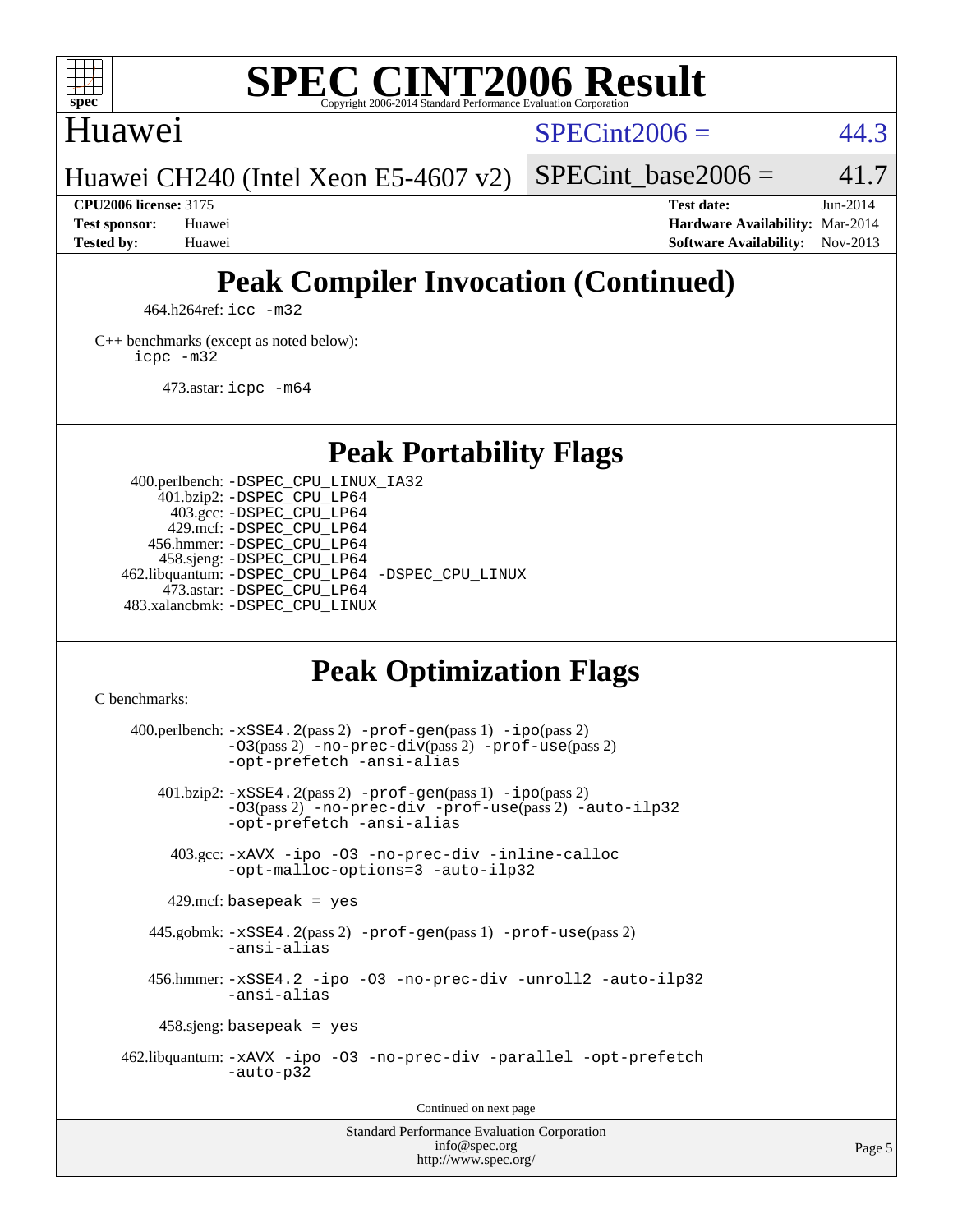# SPEC CINT2006 Result

Copyright 2006-2014 Standard Performance Evaluation Corporation

## Huawei

Huawei CH240 (Intel Xeon E5-4607 v2)

SPECint2006 = 44.3

SPECint_base2006 = 41.7

**CPU2006 license:** 3175
**Test sponsor:** Huawei
**Tested by:** Huawei

**Test date:** Jun-2014
**Hardware Availability:** Mar-2014
**Software Availability:** Nov-2013

## Peak Compiler Invocation (Continued)

464.h264ref: `icc -m32`

C++ benchmarks (except as noted below):
`icpc -m32`

473.astar: `icpc -m64`

## Peak Portability Flags

400.perlbench: `-DSPEC_CPU_LINUX_IA32`
401.bzip2: `-DSPEC_CPU_LP64`
403.gcc: `-DSPEC_CPU_LP64`
429.mcf: `-DSPEC_CPU_LP64`
456.hmmer: `-DSPEC_CPU_LP64`
458.sjeng: `-DSPEC_CPU_LP64`
462.libquantum: `-DSPEC_CPU_LP64 -DSPEC_CPU_LINUX`
473.astar: `-DSPEC_CPU_LP64`
483.xalancbmk: `-DSPEC_CPU_LINUX`

## Peak Optimization Flags

C benchmarks:

400.perlbench: `-xSSE4.2`(pass 2) `-prof-gen`(pass 1) `-ipo`(pass 2) `-O3`(pass 2) `-no-prec-div`(pass 2) `-prof-use`(pass 2) `-opt-prefetch -ansi-alias`

401.bzip2: `-xSSE4.2`(pass 2) `-prof-gen`(pass 1) `-ipo`(pass 2) `-O3`(pass 2) `-no-prec-div -prof-use`(pass 2) `-auto-ilp32 -opt-prefetch -ansi-alias`

403.gcc: `-xAVX -ipo -O3 -no-prec-div -inline-calloc -opt-malloc-options=3 -auto-ilp32`

429.mcf: `basepeak = yes`

445.gobmk: `-xSSE4.2`(pass 2) `-prof-gen`(pass 1) `-prof-use`(pass 2) `-ansi-alias`

456.hmmer: `-xSSE4.2 -ipo -O3 -no-prec-div -unroll2 -auto-ilp32 -ansi-alias`

458.sjeng: `basepeak = yes`

462.libquantum: `-xAVX -ipo -O3 -no-prec-div -parallel -opt-prefetch -auto-p32`

Continued on next page

Standard Performance Evaluation Corporation
info@spec.org
http://www.spec.org/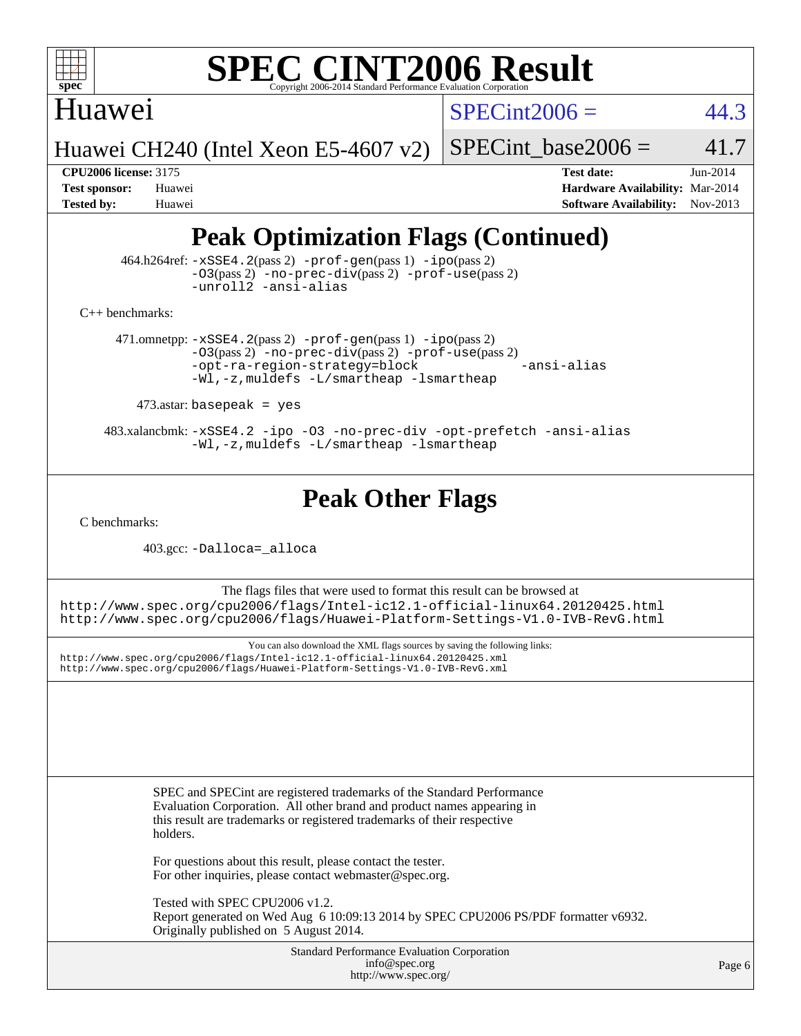# SPEC CINT2006 Result

Copyright 2006-2014 Standard Performance Evaluation Corporation

Huawei

Huawei CH240 (Intel Xeon E5-4607 v2)

SPECint2006 = 44.3

SPECint_base2006 = 41.7

**CPU2006 license:** 3175
**Test sponsor:** Huawei
**Tested by:** Huawei

**Test date:** Jun-2014
**Hardware Availability:** Mar-2014
**Software Availability:** Nov-2013

## Peak Optimization Flags (Continued)

464.h264ref: -xSSE4.2(pass 2) -prof-gen(pass 1) -ipo(pass 2) -O3(pass 2) -no-prec-div(pass 2) -prof-use(pass 2) -unroll2 -ansi-alias

C++ benchmarks:

471.omnetpp: -xSSE4.2(pass 2) -prof-gen(pass 1) -ipo(pass 2) -O3(pass 2) -no-prec-div(pass 2) -prof-use(pass 2) -opt-ra-region-strategy=block -ansi-alias -Wl,-z,muldefs -L/smartheap -lsmartheap

473.astar: basepeak = yes

483.xalancbmk: -xSSE4.2 -ipo -O3 -no-prec-div -opt-prefetch -ansi-alias -Wl,-z,muldefs -L/smartheap -lsmartheap

## Peak Other Flags

C benchmarks:

403.gcc: -Dalloca=_alloca

The flags files that were used to format this result can be browsed at
http://www.spec.org/cpu2006/flags/Intel-ic12.1-official-linux64.20120425.html
http://www.spec.org/cpu2006/flags/Huawei-Platform-Settings-V1.0-IVB-RevG.html

You can also download the XML flags sources by saving the following links:
http://www.spec.org/cpu2006/flags/Intel-ic12.1-official-linux64.20120425.xml
http://www.spec.org/cpu2006/flags/Huawei-Platform-Settings-V1.0-IVB-RevG.xml

SPEC and SPECint are registered trademarks of the Standard Performance Evaluation Corporation. All other brand and product names appearing in this result are trademarks or registered trademarks of their respective holders.

For questions about this result, please contact the tester.
For other inquiries, please contact webmaster@spec.org.

Tested with SPEC CPU2006 v1.2.
Report generated on Wed Aug 6 10:09:13 2014 by SPEC CPU2006 PS/PDF formatter v6932.
Originally published on 5 August 2014.

Standard Performance Evaluation Corporation
info@spec.org
http://www.spec.org/